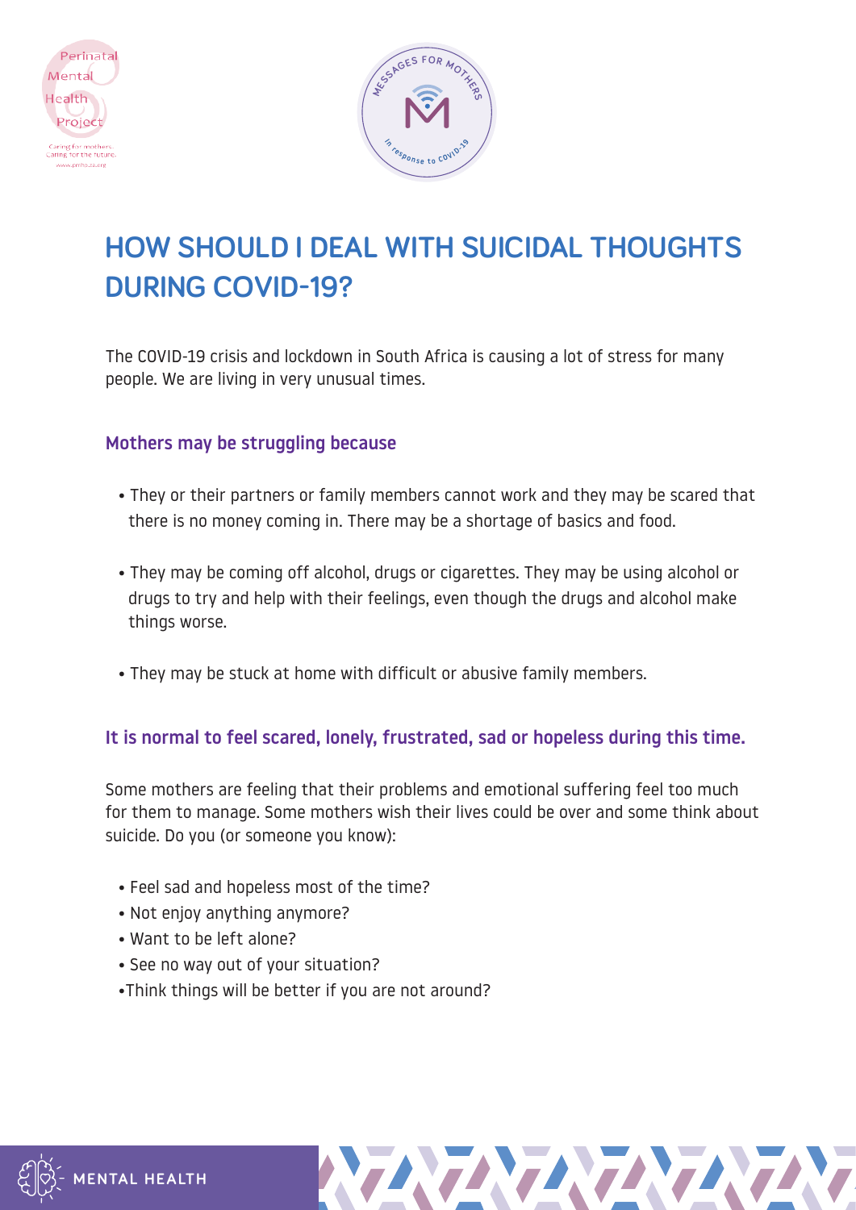# HOW SHOULD I DEAL WITH SUICIDAL THOUGHTS DURING COVID-19?

The COVID-19 crisis and lockdown in South Africa is causing a lot of stress for many people. We are living in very unusual times.

### Mothers may be struggling because

- They or their partners or family members cannot work and they may be scared that there is no money coming in. There may be a shortage of basics and food.
- They may be coming off alcohol, drugs or cigarettes. They may be using alcohol or drugs to try and help with their feelings, even though the drugs and alcohol make things worse.
- They may be stuck at home with difficult or abusive family members.

### It is normal to feel scared, lonely, frustrated, sad or hopeless during this time.

Some mothers are feeling that their problems and emotional suffering feel too much for them to manage. Some mothers wish their lives could be over and some think about suicide. Do you (or someone you know):

- Feel sad and hopeless most of the time?
- Not enjoy anything anymore?
- Want to be left alone?
- See no way out of your situation?
- Think things will be better if you are not around?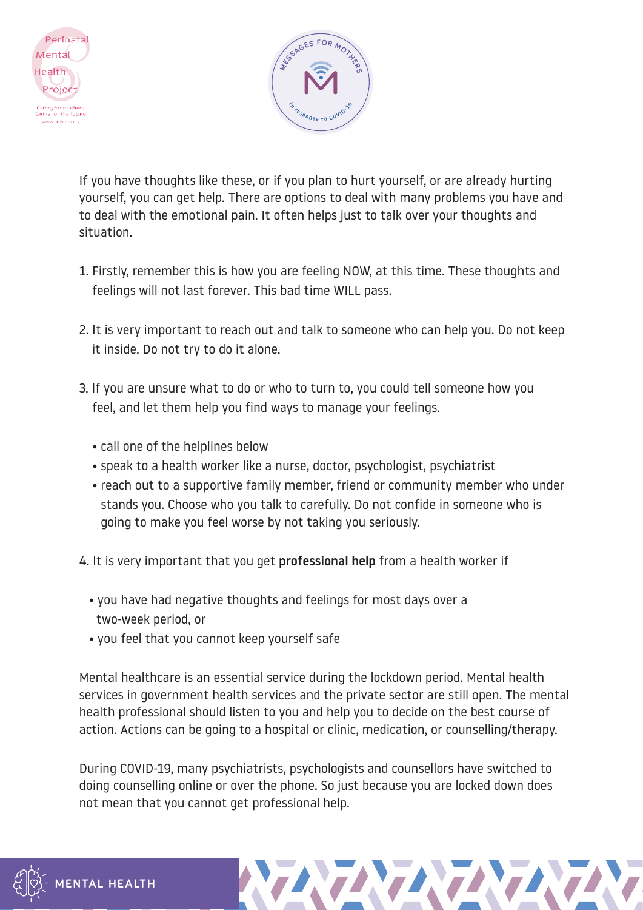If you have thoughts like these, or if you plan to hurt yourself, or are already hurting yourself, you can get help. There are options to deal with many problems you have and to deal with the emotional pain. It often helps just to talk over your thoughts and situation.

1. Firstly, remember this is how you are feeling NOW, at this time. These thoughts and feelings will not last forever. This bad time WILL pass.

2. It is very important to reach out and talk to someone who can help you. Do not keep it inside. Do not try to do it alone.

3. If you are unsure what to do or who to turn to, you could tell someone how you feel, and let them help you find ways to manage your feelings.

   - call one of the helplines below
   - speak to a health worker like a nurse, doctor, psychologist, psychiatrist
   - reach out to a supportive family member, friend or community member who under stands you. Choose who you talk to carefully. Do not confide in someone who is going to make you feel worse by not taking you seriously.

4. It is very important that you get **professional help** from a health worker if

   - you have had negative thoughts and feelings for most days over a two-week period, or
   - you feel that you cannot keep yourself safe

Mental healthcare is an essential service during the lockdown period. Mental health services in government health services and the private sector are still open. The mental health professional should listen to you and help you to decide on the best course of action. Actions can be going to a hospital or clinic, medication, or counselling/therapy.

During COVID-19, many psychiatrists, psychologists and counsellors have switched to doing counselling online or over the phone. So just because you are locked down does not mean that you cannot get professional help.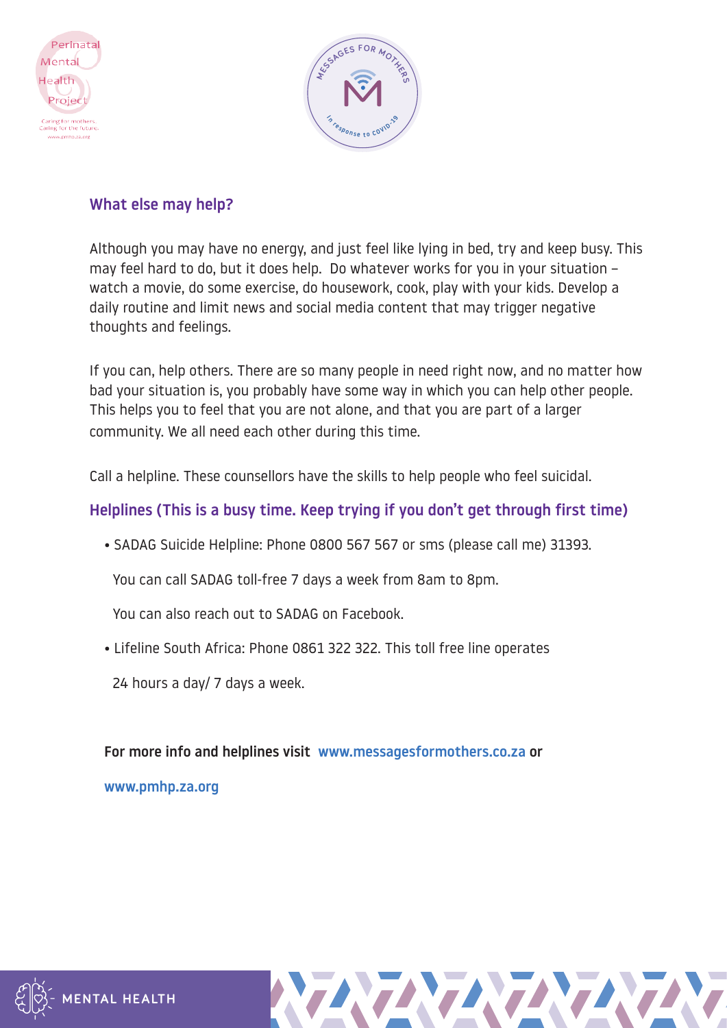## What else may help?

Although you may have no energy, and just feel like lying in bed, try and keep busy. This may feel hard to do, but it does help. Do whatever works for you in your situation – watch a movie, do some exercise, do housework, cook, play with your kids. Develop a daily routine and limit news and social media content that may trigger negative thoughts and feelings.

If you can, help others. There are so many people in need right now, and no matter how bad your situation is, you probably have some way in which you can help other people. This helps you to feel that you are not alone, and that you are part of a larger community. We all need each other during this time.

Call a helpline. These counsellors have the skills to help people who feel suicidal.

### Helplines (This is a busy time. Keep trying if you don't get through first time)

- SADAG Suicide Helpline: Phone 0800 567 567 or sms (please call me) 31393.

  You can call SADAG toll-free 7 days a week from 8am to 8pm.

  You can also reach out to SADAG on Facebook.

- Lifeline South Africa: Phone 0861 322 322. This toll free line operates

  24 hours a day/ 7 days a week.

**For more info and helplines visit www.messagesformothers.co.za or**

**www.pmhp.za.org**